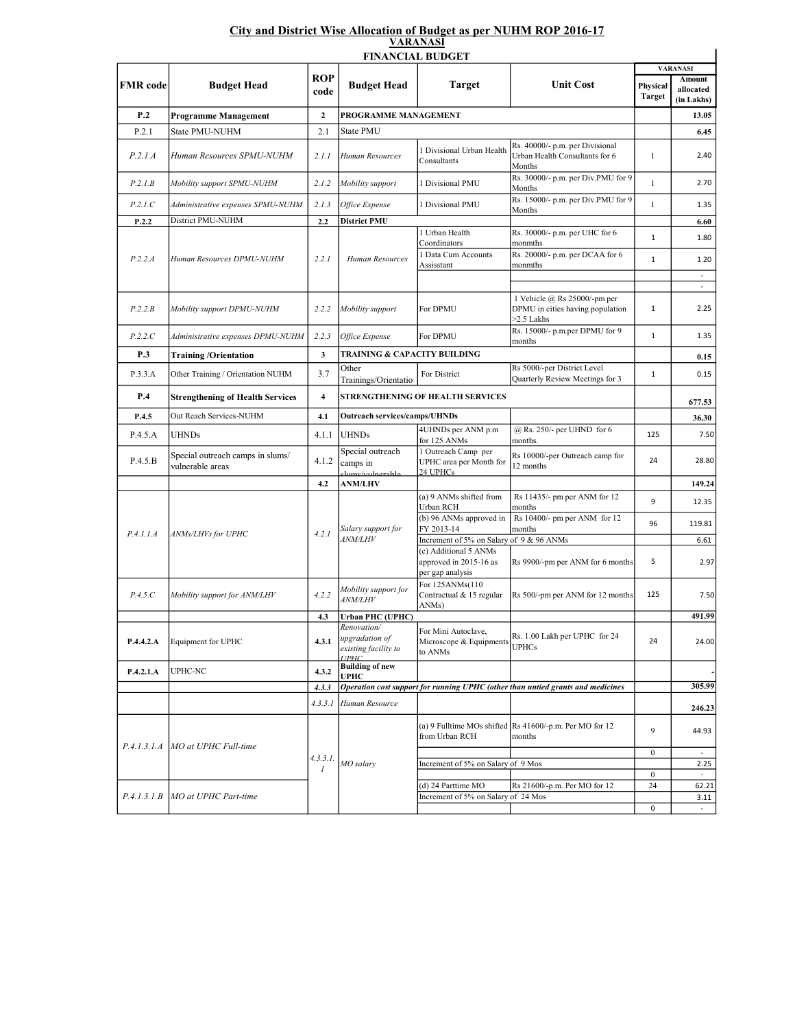## City and District Wise Allocation of Budget as per NUHM ROP 2016-17

### VARANASI

### FINANCIAL BUDGET

| FMR code | Budget Head | ROP code | Budget Head | Target | Unit Cost | VARANASI Physical Target | VARANASI Amount allocated (in Lakhs) |
|---|---|---|---|---|---|---|---|
| **P.2** | **Programme Management** | **2** | **PROGRAMME MANAGEMENT** | | | | **13.05** |
| P.2.1 | State PMU-NUHM | 2.1 | State PMU | | | | **6.45** |
| *P.2.1.A* | *Human Resources SPMU-NUHM* | *2.1.1* | *Human Resources* | 1 Divisional Urban Health Consultants | Rs. 40000/- p.m. per Divisional Urban Health Consultants for 6 Months | 1 | 2.40 |
| *P.2.1.B* | *Mobility support SPMU-NUHM* | *2.1.2* | *Mobility support* | 1 Divisional PMU | Rs. 30000/- p.m. per Div.PMU for 9 Months | 1 | 2.70 |
| *P.2.1.C* | *Administrative expenses SPMU-NUHM* | *2.1.3* | *Office Expense* | 1 Divisional PMU | Rs. 15000/- p.m. per Div.PMU for 9 Months | 1 | 1.35 |
| **P.2.2** | District PMU-NUHM | **2.2** | **District PMU** | | | | **6.60** |
| *P.2.2.A* | *Human Resources DPMU-NUHM* | *2.2.1* | *Human Resources* | 1 Urban Health Coordinators | Rs. 30000/- p.m. per UHC for 6 monmths | 1 | 1.80 |
| | | | | 1 Data Cum Accounts Assisstant | Rs. 20000/- p.m. per DCAA for 6 monmths | 1 | 1.20 |
| | | | | | | | - |
| | | | | | | | - |
| *P.2.2.B* | *Mobility support DPMU-NUHM* | *2.2.2* | *Mobility support* | For DPMU | 1 Vehicle @ Rs 25000/-pm per DPMU in cities having population >2.5 Lakhs | 1 | 2.25 |
| *P.2.2.C* | *Administrative expenses DPMU-NUHM* | *2.2.3* | *Office Expense* | For DPMU | Rs. 15000/- p.m.per DPMU for 9 months | 1 | 1.35 |
| **P.3** | **Training /Orientation** | **3** | **TRAINING & CAPACITY BUILDING** | | | | **0.15** |
| P.3.3.A | Other Training / Orientation NUHM | 3.7 | Other Trainings/Orientatio | For District | Rs 5000/-per District Level Quarterly Review Meetings for 3 | 1 | 0.15 |
| **P.4** | **Strengthening of Health Services** | **4** | **STRENGTHENING OF HEALTH SERVICES** | | | | **677.53** |
| **P.4.5** | Out Reach Services-NUHM | **4.1** | **Outreach services/camps/UHNDs** | | | | **36.30** |
| P.4.5.A | UHNDs | 4.1.1 | UHNDs | 4UHNDs per ANM p.m for 125 ANMs | @ Rs. 250/- per UHND for 6 months. | 125 | 7.50 |
| P.4.5.B | Special outreach camps in slums/ vulnerable areas | 4.1.2 | Special outreach camps in slums/vulnerable | 1 Outreach Camp per UPHC area per Month for 24 UPHCs | Rs 10000/-per Outreach camp for 12 months | 24 | 28.80 |
| | | **4.2** | **ANM/LHV** | | | | **149.24** |
| *P.4.1.1.A* | *ANMs/LHVs for UPHC* | *4.2.1* | *Salary support for ANM/LHV* | (a) 9 ANMs shifted from Urban RCH | Rs 11435/- pm per ANM for 12 months | 9 | 12.35 |
| | | | | (b) 96 ANMs approved in FY 2013-14 | Rs 10400/- pm per ANM for 12 months | 96 | 119.81 |
| | | | | Increment of 5% on Salary of 9 & 96 ANMs | | | 6.61 |
| | | | | (c) Additional 5 ANMs approved in 2015-16 as per gap analysis | Rs 9900/-pm per ANM for 6 months | 5 | 2.97 |
| *P.4.5.C* | *Mobility support for ANM/LHV* | *4.2.2* | *Mobility support for ANM/LHV* | For 125ANMs(110 Contractual & 15 regular ANMs) | Rs 500/-pm per ANM for 12 months | 125 | 7.50 |
| | | **4.3** | **Urban PHC (UPHC)** | | | | **491.99** |
| **P.4.4.2.A** | Equipment for UPHC | **4.3.1** | *Renovation/ upgradation of existing facility to UPHC* | For Mini Autoclave, Microscope & Equipments to ANMs | Rs. 1.00 Lakh per UPHC for 24 UPHCs | 24 | 24.00 |
| **P.4.2.1.A** | UPHC-NC | **4.3.2** | **Building of new UPHC** | | | | - |
| | | *4.3.3* | ***Operation cost support for running UPHC (other than untied grants and medicines*** | | | | **305.99** |
| | | *4.3.3.1* | *Human Resource* | | | | **246.23** |
| *P.4.1.3.1.A* | *MO at UPHC Full-time* | *4.3.3.1.1* | *MO salary* | (a) 9 Fulltime MOs shifted from Urban RCH | Rs 41600/-p.m. Per MO for 12 months | 9 | 44.93 |
| | | | | | | 0 | - |
| | | | | Increment of 5% on Salary of 9 Mos | | | 2.25 |
| | | | | | | 0 | - |
| *P.4.1.3.1.B* | *MO at UPHC Part-time* | | | (d) 24 Parttime MO | Rs 21600/-p.m. Per MO for 12 | 24 | 62.21 |
| | | | | Increment of 5% on Salary of 24 Mos | | | 3.11 |
| | | | | | | 0 | - |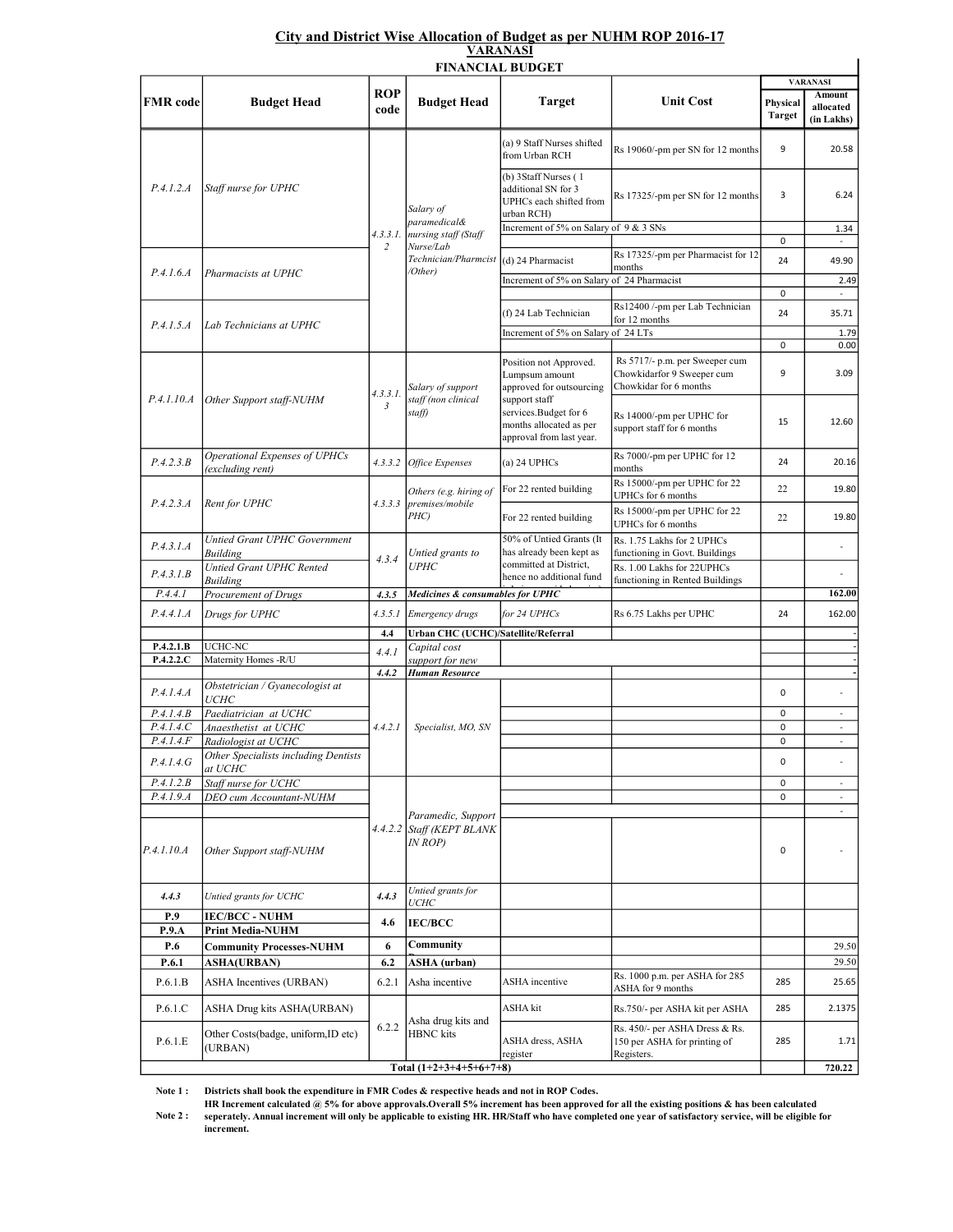## City and District Wise Allocation of Budget as per NUHM ROP 2016-17

### VARANASI

### FINANCIAL BUDGET

| FMR code | Budget Head | ROP code | Budget Head | Target | Unit Cost | VARANASI | |
|---|---|---|---|---|---|---|---|
| | | | | | | Physical Target | Amount allocated (in Lakhs) |
| *P.4.1.2.A* | *Staff nurse for UPHC* | *4.3.3.1.2* | *Salary of paramedical& nursing staff (Staff Nurse/Lab Technician/Pharmcist /Other)* | (a) 9 Staff Nurses shifted from Urban RCH | Rs 19060/-pm per SN for 12 months | 9 | 20.58 |
| | | | | (b) 3Staff Nurses ( 1 additional SN for 3 UPHCs each shifted from urban RCH) | Rs 17325/-pm per SN for 12 months | 3 | 6.24 |
| | | | | Increment of 5% on Salary of 9 & 3 SNs | | | 1.34 |
| | | | | | | 0 | - |
| *P.4.1.6.A* | *Pharmacists at UPHC* | | | (d) 24 Pharmacist | Rs 17325/-pm per Pharmacist for 12 months | 24 | 49.90 |
| | | | | Increment of 5% on Salary of 24 Pharmacist | | | 2.49 |
| | | | | | | 0 | - |
| *P.4.1.5.A* | *Lab Technicians at UPHC* | | | (f) 24 Lab Technician | Rs12400 /-pm per Lab Technician for 12 months | 24 | 35.71 |
| | | | | Increment of 5% on Salary of 24 LTs | | | 1.79 |
| | | | | | | 0 | 0.00 |
| *P.4.1.10.A* | *Other Support staff-NUHM* | *4.3.3.1.3* | *Salary of support staff (non clinical staff)* | Position not Approved. Lumpsum amount approved for outsourcing support staff services.Budget for 6 months allocated as per approval from last year. | Rs 5717/- p.m. per Sweeper cum Chowkidarfor 9 Sweeper cum Chowkidar for 6 months | 9 | 3.09 |
| | | | | | Rs 14000/-pm per UPHC for support staff for 6 months | 15 | 12.60 |
| *P.4.2.3.B* | *Operational Expenses of UPHCs (excluding rent)* | *4.3.3.2* | *Office Expenses* | (a) 24 UPHCs | Rs 7000/-pm per UPHC for 12 months | 24 | 20.16 |
| *P.4.2.3.A* | *Rent for UPHC* | *4.3.3.3* | *Others (e.g. hiring of premises/mobile PHC)* | For 22 rented building | Rs 15000/-pm per UPHC for 22 UPHCs for 6 months | 22 | 19.80 |
| | | | | For 22 rented building | Rs 15000/-pm per UPHC for 22 UPHCs for 6 months | 22 | 19.80 |
| *P.4.3.1.A* | *Untied Grant UPHC Government Building* | *4.3.4* | *Untied grants to UPHC* | 50% of Untied Grants (It has already been kept as committed at District, hence no additional fund | Rs. 1.75 Lakhs for 2 UPHCs functioning in Govt. Buildings | | - |
| *P.4.3.1.B* | *Untied Grant UPHC Rented Building* | | | | Rs. 1.00 Lakhs for 22UPHCs functioning in Rented Buildings | | - |
| *P.4.4.1* | *Procurement of Drugs* | ***4.3.5*** | ***Medicines & consumables for UPHC*** | | | | **162.00** |
| *P.4.4.1.A* | *Drugs for UPHC* | *4.3.5.1* | *Emergency drugs* | *for 24 UPHCs* | Rs 6.75 Lakhs per UPHC | 24 | 162.00 |
| | | **4.4** | ***Urban CHC (UCHC)/Satellite/Referral*** | | | | - |
| **P.4.2.1.B** | UCHC-NC | *4.4.1* | *Capital cost support for new* | | | | - |
| **P.4.2.2.C** | Maternity Homes -R/U | | | | | | - |
| | | ***4.4.2*** | ***Human Resource*** | | | | - |
| *P.4.1.4.A* | *Obstetrician / Gyanecologist at UCHC* | *4.4.2.1* | *Specialist, MO, SN* | | | 0 | - |
| *P.4.1.4.B* | *Paediatrician at UCHC* | | | | | 0 | - |
| *P.4.1.4.C* | *Anaesthetist at UCHC* | | | | | 0 | - |
| *P.4.1.4.F* | *Radiologist at UCHC* | | | | | 0 | - |
| *P.4.1.4.G* | *Other Specialists including Dentists at UCHC* | | | | | 0 | - |
| *P.4.1.2.B* | *Staff nurse for UCHC* | *4.4.2.2* | *Paramedic, Support Staff (KEPT BLANK IN ROP)* | | | 0 | - |
| *P.4.1.9.A* | *DEO cum Accountant-NUHM* | | | | | 0 | - |
| | | | | | | | - |
| *P.4.1.10.A* | *Other Support staff-NUHM* | | | | | 0 | - |
| ***4.4.3*** | *Untied grants for UCHC* | ***4.4.3*** | *Untied grants for UCHC* | | | | |
| **P.9** | **IEC/BCC - NUHM** | 4.6 | **IEC/BCC** | | | | |
| **P.9.A** | **Print Media-NUHM** | | | | | | |
| **P.6** | **Community Processes-NUHM** | **6** | **Community** | | | | 29.50 |
| **P.6.1** | **ASHA(URBAN)** | **6.2** | **ASHA (urban)** | | | | 29.50 |
| P.6.1.B | ASHA Incentives (URBAN) | 6.2.1 | Asha incentive | ASHA incentive | Rs. 1000 p.m. per ASHA for 285 ASHA for 9 months | 285 | 25.65 |
| P.6.1.C | ASHA Drug kits ASHA(URBAN) | 6.2.2 | Asha drug kits and HBNC kits | ASHA kit | Rs.750/- per ASHA kit per ASHA | 285 | 2.1375 |
| P.6.1.E | Other Costs(badge, uniform,ID etc) (URBAN) | | | ASHA dress, ASHA register | Rs. 450/- per ASHA Dress & Rs. 150 per ASHA for printing of Registers. | 285 | 1.71 |
| | | | Total (1+2+3+4+5+6+7+8) | | | | **720.22** |

**Note 1 :** **Districts shall book the expenditure in FMR Codes & respective heads and not in ROP Codes.**

**Note 2 :** **HR Increment calculated @ 5% for above approvals.Overall 5% increment has been approved for all the existing positions & has been calculated seperately. Annual increment will only be applicable to existing HR. HR/Staff who have completed one year of satisfactory service, will be eligible for increment.**